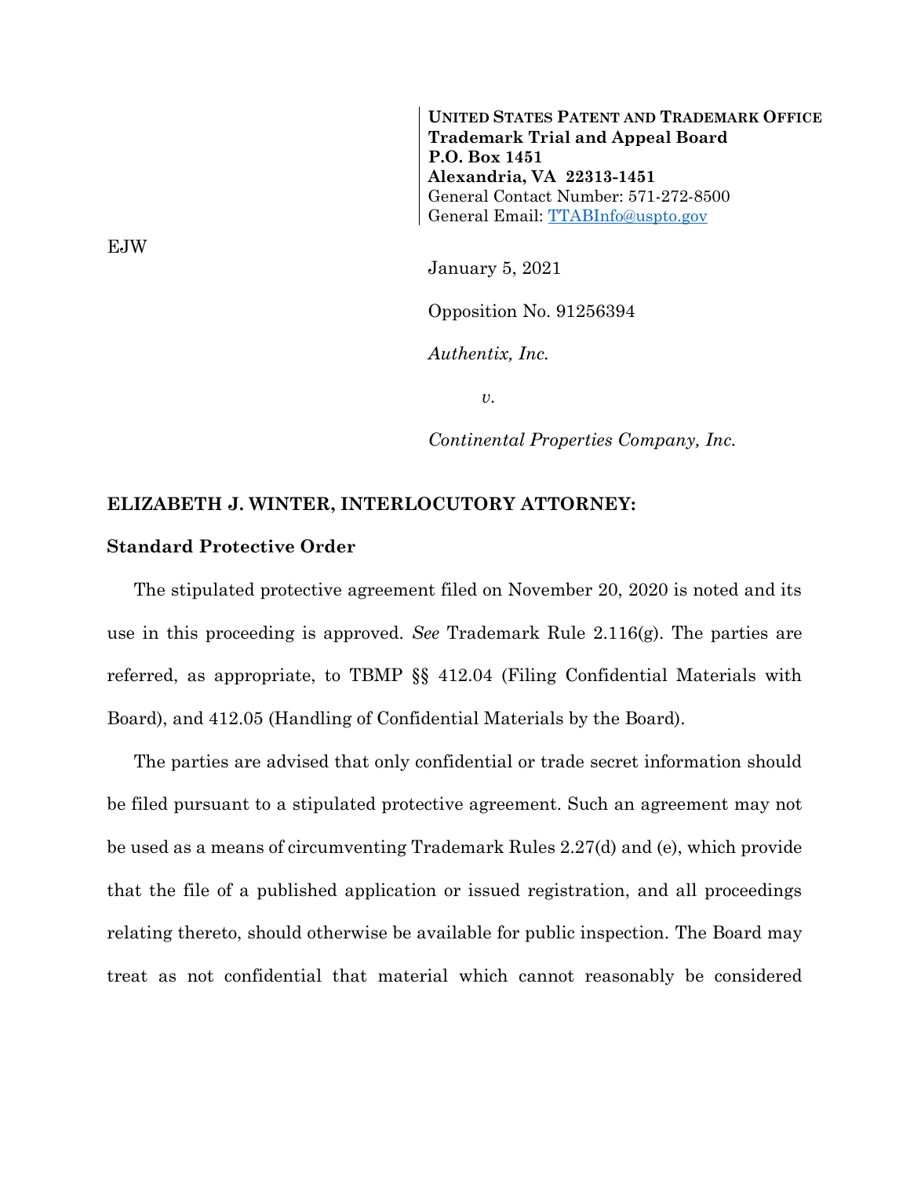**UNITED STATES PATENT AND TRADEMARK OFFICE**
**Trademark Trial and Appeal Board**
**P.O. Box 1451**
**Alexandria, VA 22313-1451**
General Contact Number: 571-272-8500
General Email: [TTABInfo@uspto.gov](mailto:TTABInfo@uspto.gov)

EJW

January 5, 2021

Opposition No. 91256394

*Authentix, Inc.*

*v.*

*Continental Properties Company, Inc.*

**ELIZABETH J. WINTER, INTERLOCUTORY ATTORNEY:**

**Standard Protective Order**

The stipulated protective agreement filed on November 20, 2020 is noted and its use in this proceeding is approved. *See* Trademark Rule 2.116(g). The parties are referred, as appropriate, to TBMP §§ 412.04 (Filing Confidential Materials with Board), and 412.05 (Handling of Confidential Materials by the Board).

The parties are advised that only confidential or trade secret information should be filed pursuant to a stipulated protective agreement. Such an agreement may not be used as a means of circumventing Trademark Rules 2.27(d) and (e), which provide that the file of a published application or issued registration, and all proceedings relating thereto, should otherwise be available for public inspection. The Board may treat as not confidential that material which cannot reasonably be considered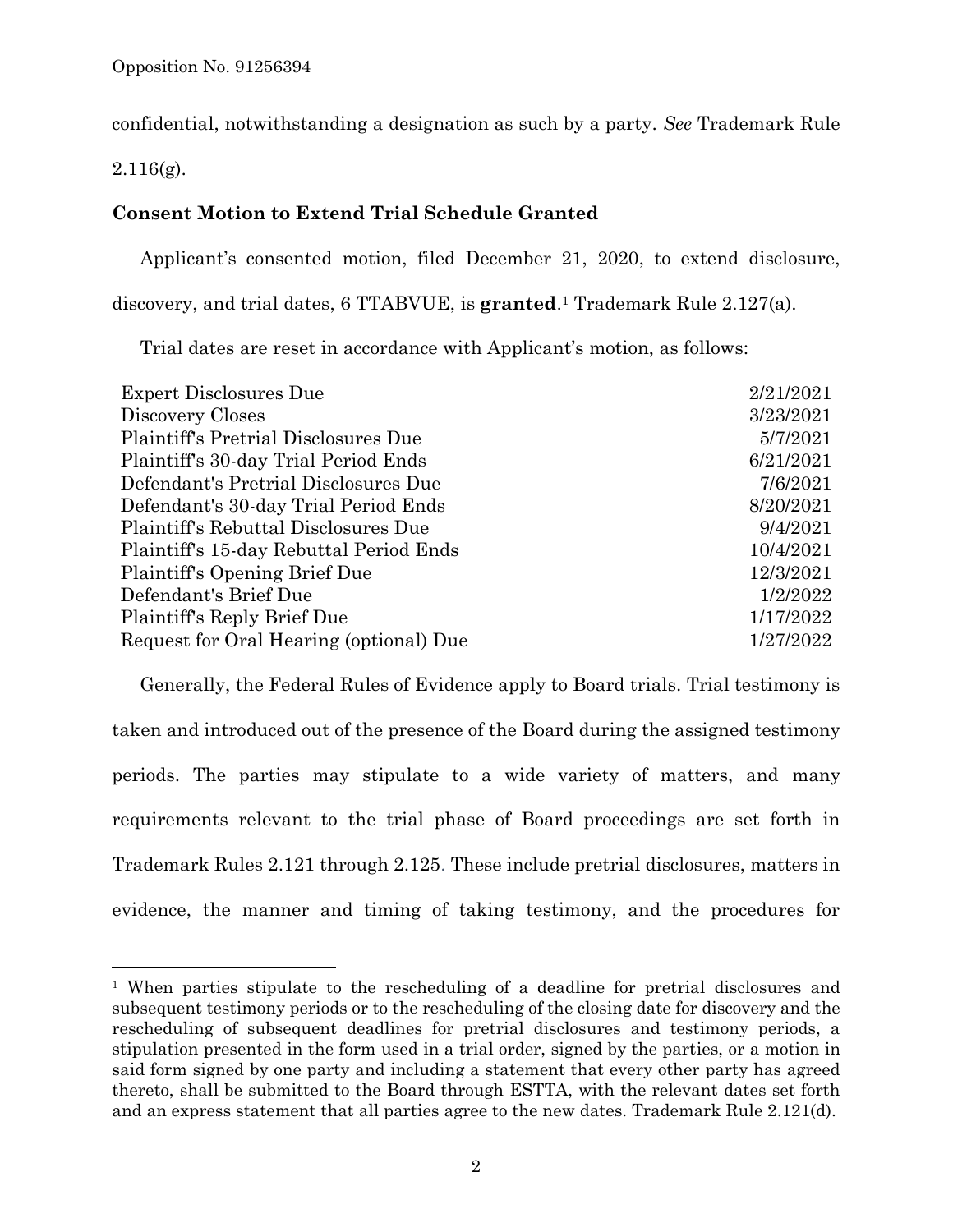confidential, notwithstanding a designation as such by a party. *See* Trademark Rule 2.116(g).

### Consent Motion to Extend Trial Schedule Granted

Applicant's consented motion, filed December 21, 2020, to extend disclosure, discovery, and trial dates, 6 TTABVUE, is **granted**.[1] Trademark Rule 2.127(a).

Trial dates are reset in accordance with Applicant's motion, as follows:

| | |
|---|---|
| Expert Disclosures Due | 2/21/2021 |
| Discovery Closes | 3/23/2021 |
| Plaintiff's Pretrial Disclosures Due | 5/7/2021 |
| Plaintiff's 30-day Trial Period Ends | 6/21/2021 |
| Defendant's Pretrial Disclosures Due | 7/6/2021 |
| Defendant's 30-day Trial Period Ends | 8/20/2021 |
| Plaintiff's Rebuttal Disclosures Due | 9/4/2021 |
| Plaintiff's 15-day Rebuttal Period Ends | 10/4/2021 |
| Plaintiff's Opening Brief Due | 12/3/2021 |
| Defendant's Brief Due | 1/2/2022 |
| Plaintiff's Reply Brief Due | 1/17/2022 |
| Request for Oral Hearing (optional) Due | 1/27/2022 |

Generally, the Federal Rules of Evidence apply to Board trials. Trial testimony is taken and introduced out of the presence of the Board during the assigned testimony periods. The parties may stipulate to a wide variety of matters, and many requirements relevant to the trial phase of Board proceedings are set forth in Trademark Rules 2.121 through 2.125. These include pretrial disclosures, matters in evidence, the manner and timing of taking testimony, and the procedures for

---

[1] When parties stipulate to the rescheduling of a deadline for pretrial disclosures and subsequent testimony periods or to the rescheduling of the closing date for discovery and the rescheduling of subsequent deadlines for pretrial disclosures and testimony periods, a stipulation presented in the form used in a trial order, signed by the parties, or a motion in said form signed by one party and including a statement that every other party has agreed thereto, shall be submitted to the Board through ESTTA, with the relevant dates set forth and an express statement that all parties agree to the new dates. Trademark Rule 2.121(d).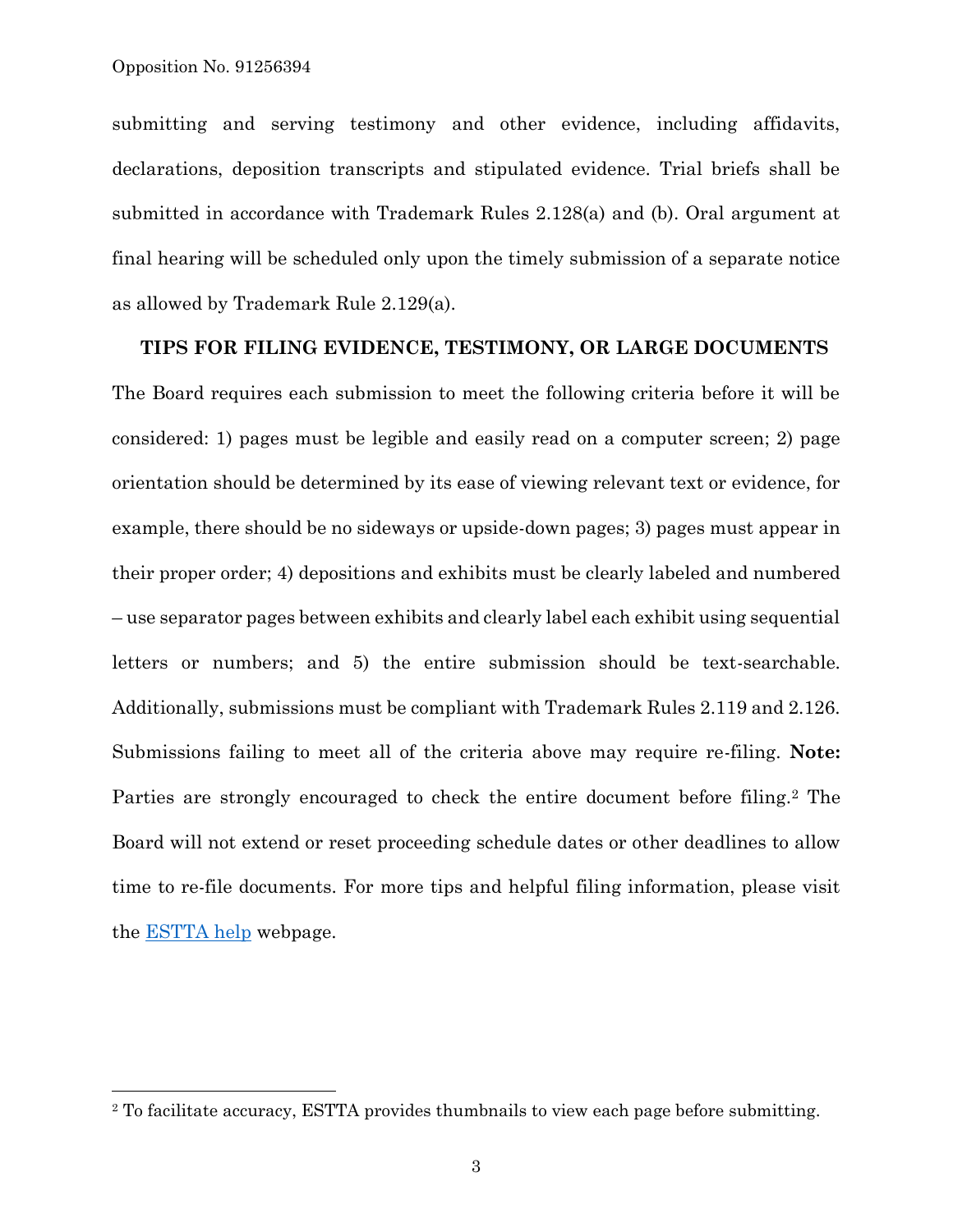submitting and serving testimony and other evidence, including affidavits, declarations, deposition transcripts and stipulated evidence. Trial briefs shall be submitted in accordance with Trademark Rules 2.128(a) and (b). Oral argument at final hearing will be scheduled only upon the timely submission of a separate notice as allowed by Trademark Rule 2.129(a).

**TIPS FOR FILING EVIDENCE, TESTIMONY, OR LARGE DOCUMENTS**

The Board requires each submission to meet the following criteria before it will be considered: 1) pages must be legible and easily read on a computer screen; 2) page orientation should be determined by its ease of viewing relevant text or evidence, for example, there should be no sideways or upside-down pages; 3) pages must appear in their proper order; 4) depositions and exhibits must be clearly labeled and numbered – use separator pages between exhibits and clearly label each exhibit using sequential letters or numbers; and 5) the entire submission should be text-searchable. Additionally, submissions must be compliant with Trademark Rules 2.119 and 2.126. Submissions failing to meet all of the criteria above may require re-filing. **Note:** Parties are strongly encouraged to check the entire document before filing.[2] The Board will not extend or reset proceeding schedule dates or other deadlines to allow time to re-file documents. For more tips and helpful filing information, please visit the ESTTA help webpage.

---

[2] To facilitate accuracy, ESTTA provides thumbnails to view each page before submitting.